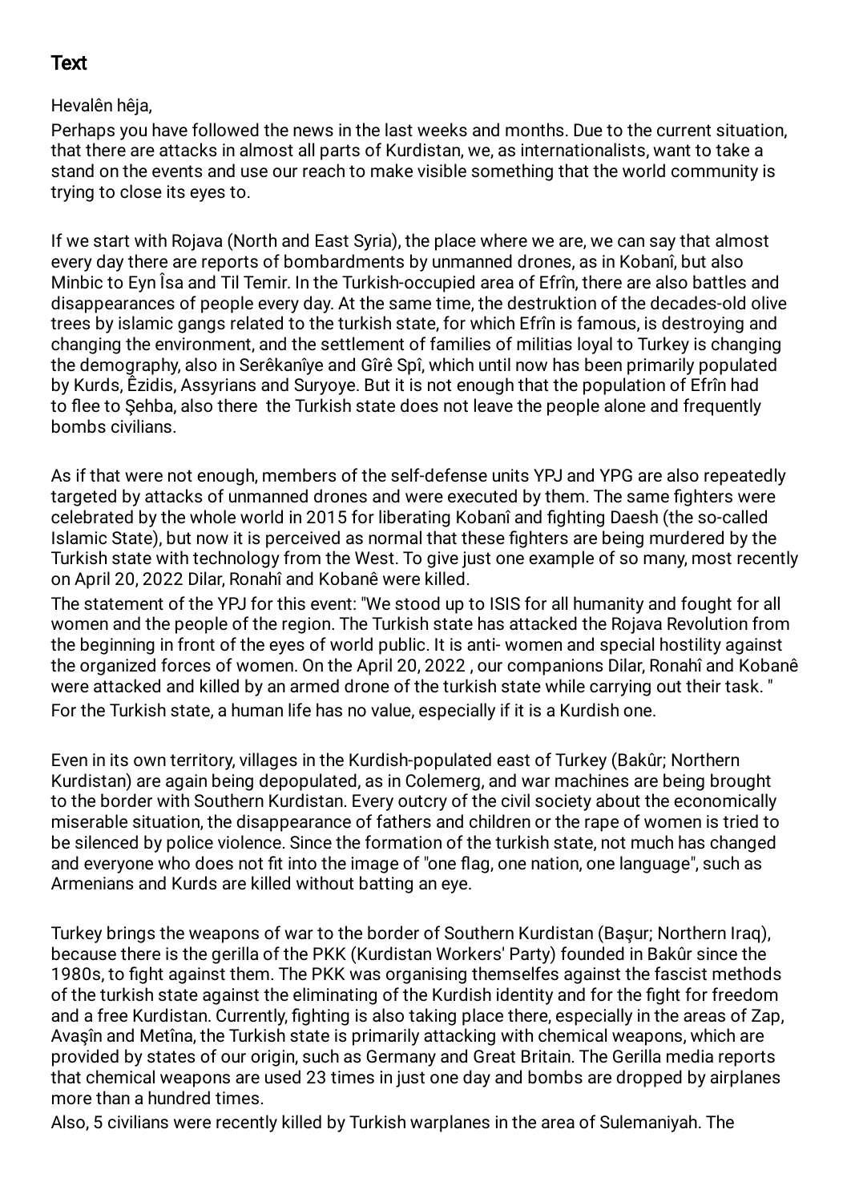# Text

Hevalên hêja,

Perhaps you have followed the news in the last weeks and months. Due to the current situation, that there are attacks in almost all parts of Kurdistan, we, as internationalists, want to take a stand on the events and use our reach to make visible something that the world community is trying to close its eyes to.

If we start with Rojava (North and East Syria), the place where we are, we can say that almost every day there are reports of bombardments by unmanned drones, as in Kobanî, but also Minbic to Eyn Îsa and Til Temir. In the Turkish-occupied area of Efrîn, there are also battles and disappearances of people every day. At the same time, the destruktion of the decades-old olive trees by islamic gangs related to the turkish state, for which Efrîn is famous, is destroying and changing the environment, and the settlement of families of militias loyal to Turkey is changing the demography, also in Serêkanîye and Gîrê Spî, which until now has been primarily populated by Kurds, Êzidis, Assyrians and Suryoye. But it is not enough that the population of Efrîn had to flee to Şehba, also there  the Turkish state does not leave the people alone and frequently bombs civilians.

As if that were not enough, members of the self-defense units YPJ and YPG are also repeatedly targeted by attacks of unmanned drones and were executed by them. The same fighters were celebrated by the whole world in 2015 for liberating Kobanî and fighting Daesh (the so-called Islamic State), but now it is perceived as normal that these fighters are being murdered by the Turkish state with technology from the West. To give just one example of so many, most recently on April 20, 2022 Dilar, Ronahî and Kobanê were killed.

The statement of the YPJ for this event: "We stood up to ISIS for all humanity and fought for all women and the people of the region. The Turkish state has attacked the Rojava Revolution from the beginning in front of the eyes of world public. It is anti- women and special hostility against the organized forces of women. On the April 20, 2022 , our companions Dilar, Ronahî and Kobanê were attacked and killed by an armed drone of the turkish state while carrying out their task. "

For the Turkish state, a human life has no value, especially if it is a Kurdish one.

Even in its own territory, villages in the Kurdish-populated east of Turkey (Bakûr; Northern Kurdistan) are again being depopulated, as in Colemerg, and war machines are being brought to the border with Southern Kurdistan. Every outcry of the civil society about the economically miserable situation, the disappearance of fathers and children or the rape of women is tried to be silenced by police violence. Since the formation of the turkish state, not much has changed and everyone who does not fit into the image of "one flag, one nation, one language", such as Armenians and Kurds are killed without batting an eye.

Turkey brings the weapons of war to the border of Southern Kurdistan (Başur; Northern Iraq), because there is the gerilla of the PKK (Kurdistan Workers' Party) founded in Bakûr since the 1980s, to fight against them. The PKK was organising themselfes against the fascist methods of the turkish state against the eliminating of the Kurdish identity and for the fight for freedom and a free Kurdistan. Currently, fighting is also taking place there, especially in the areas of Zap, Avaşîn and Metîna, the Turkish state is primarily attacking with chemical weapons, which are provided by states of our origin, such as Germany and Great Britain. The Gerilla media reports that chemical weapons are used 23 times in just one day and bombs are dropped by airplanes more than a hundred times.

Also, 5 civilians were recently killed by Turkish warplanes in the area of Sulemaniyah. The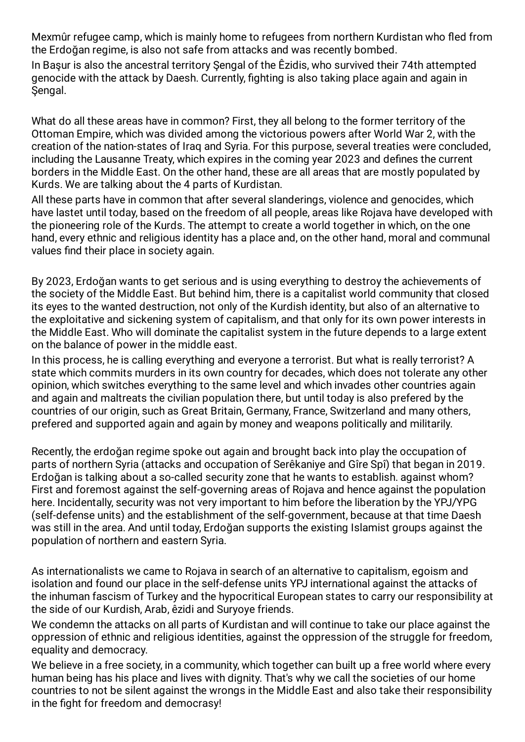Mexmûr refugee camp, which is mainly home to refugees from northern Kurdistan who fled from the Erdoğan regime, is also not safe from attacks and was recently bombed.
In Başur is also the ancestral territory Şengal of the Êzidis, who survived their 74th attempted genocide with the attack by Daesh. Currently, fighting is also taking place again and again in Şengal.

What do all these areas have in common? First, they all belong to the former territory of the Ottoman Empire, which was divided among the victorious powers after World War 2, with the creation of the nation-states of Iraq and Syria. For this purpose, several treaties were concluded, including the Lausanne Treaty, which expires in the coming year 2023 and defines the current borders in the Middle East. On the other hand, these are all areas that are mostly populated by Kurds. We are talking about the 4 parts of Kurdistan.
All these parts have in common that after several slanderings, violence and genocides, which have lastet until today, based on the freedom of all people, areas like Rojava have developed with the pioneering role of the Kurds. The attempt to create a world together in which, on the one hand, every ethnic and religious identity has a place and, on the other hand, moral and communal values find their place in society again.

By 2023, Erdoğan wants to get serious and is using everything to destroy the achievements of the society of the Middle East. But behind him, there is a capitalist world community that closed its eyes to the wanted destruction, not only of the Kurdish identity, but also of an alternative to the exploitative and sickening system of capitalism, and that only for its own power interests in the Middle East. Who will dominate the capitalist system in the future depends to a large extent on the balance of power in the middle east.
In this process, he is calling everything and everyone a terrorist. But what is really terrorist? A state which commits murders in its own country for decades, which does not tolerate any other opinion, which switches everything to the same level and which invades other countries again and again and maltreats the civilian population there, but until today is also prefered by the countries of our origin, such as Great Britain, Germany, France, Switzerland and many others, prefered and supported again and again by money and weapons politically and militarily.

Recently, the erdoğan regime spoke out again and brought back into play the occupation of parts of northern Syria (attacks and occupation of Serêkaniye and Gîre Spî) that began in 2019. Erdoğan is talking about a so-called security zone that he wants to establish. against whom? First and foremost against the self-governing areas of Rojava and hence against the population here. Incidentally, security was not very important to him before the liberation by the YPJ/YPG (self-defense units) and the establishment of the self-government, because at that time Daesh was still in the area. And until today, Erdoğan supports the existing Islamist groups against the population of northern and eastern Syria.

As internationalists we came to Rojava in search of an alternative to capitalism, egoism and isolation and found our place in the self-defense units YPJ international against the attacks of the inhuman fascism of Turkey and the hypocritical European states to carry our responsibility at the side of our Kurdish, Arab, êzidi and Suryoye friends.
We condemn the attacks on all parts of Kurdistan and will continue to take our place against the oppression of ethnic and religious identities, against the oppression of the struggle for freedom, equality and democracy.
We believe in a free society, in a community, which together can built up a free world where every human being has his place and lives with dignity. That's why we call the societies of our home countries to not be silent against the wrongs in the Middle East and also take their responsibility in the fight for freedom and democrasy!